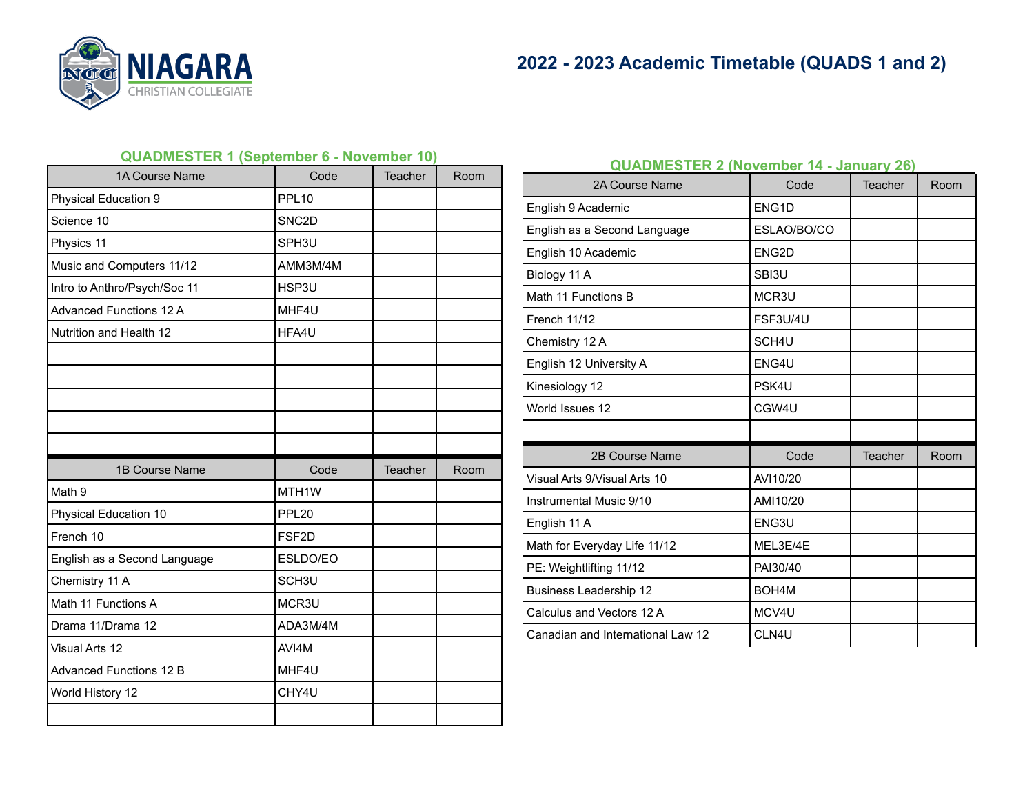NIAGARA CHRISTIAN COLLEGIATE

# 2022 - 2023 Academic Timetable (QUADS 1 and 2)

## QUADMESTER 1 (September 6 - November 10)

| 1A Course Name | Code | Teacher | Room |
|---|---|---|---|
| Physical Education 9 | PPL10 | | |
| Science 10 | SNC2D | | |
| Physics 11 | SPH3U | | |
| Music and Computers 11/12 | AMM3M/4M | | |
| Intro to Anthro/Psych/Soc 11 | HSP3U | | |
| Advanced Functions 12 A | MHF4U | | |
| Nutrition and Health 12 | HFA4U | | |
| | | | |
| | | | |
| | | | |
| | | | |
| | | | |

| 1B Course Name | Code | Teacher | Room |
|---|---|---|---|
| Math 9 | MTH1W | | |
| Physical Education 10 | PPL20 | | |
| French 10 | FSF2D | | |
| English as a Second Language | ESLDO/EO | | |
| Chemistry 11 A | SCH3U | | |
| Math 11 Functions A | MCR3U | | |
| Drama 11/Drama 12 | ADA3M/4M | | |
| Visual Arts 12 | AVI4M | | |
| Advanced Functions 12 B | MHF4U | | |
| World History 12 | CHY4U | | |
| | | | |

## QUADMESTER 2 (November 14 - January 26)

| 2A Course Name | Code | Teacher | Room |
|---|---|---|---|
| English 9 Academic | ENG1D | | |
| English as a Second Language | ESLAO/BO/CO | | |
| English 10 Academic | ENG2D | | |
| Biology 11 A | SBI3U | | |
| Math 11 Functions B | MCR3U | | |
| French 11/12 | FSF3U/4U | | |
| Chemistry 12 A | SCH4U | | |
| English 12 University A | ENG4U | | |
| Kinesiology 12 | PSK4U | | |
| World Issues 12 | CGW4U | | |
| | | | |

| 2B Course Name | Code | Teacher | Room |
|---|---|---|---|
| Visual Arts 9/Visual Arts 10 | AVI10/20 | | |
| Instrumental Music 9/10 | AMI10/20 | | |
| English 11 A | ENG3U | | |
| Math for Everyday Life 11/12 | MEL3E/4E | | |
| PE: Weightlifting 11/12 | PAI30/40 | | |
| Business Leadership 12 | BOH4M | | |
| Calculus and Vectors 12 A | MCV4U | | |
| Canadian and International Law 12 | CLN4U | | |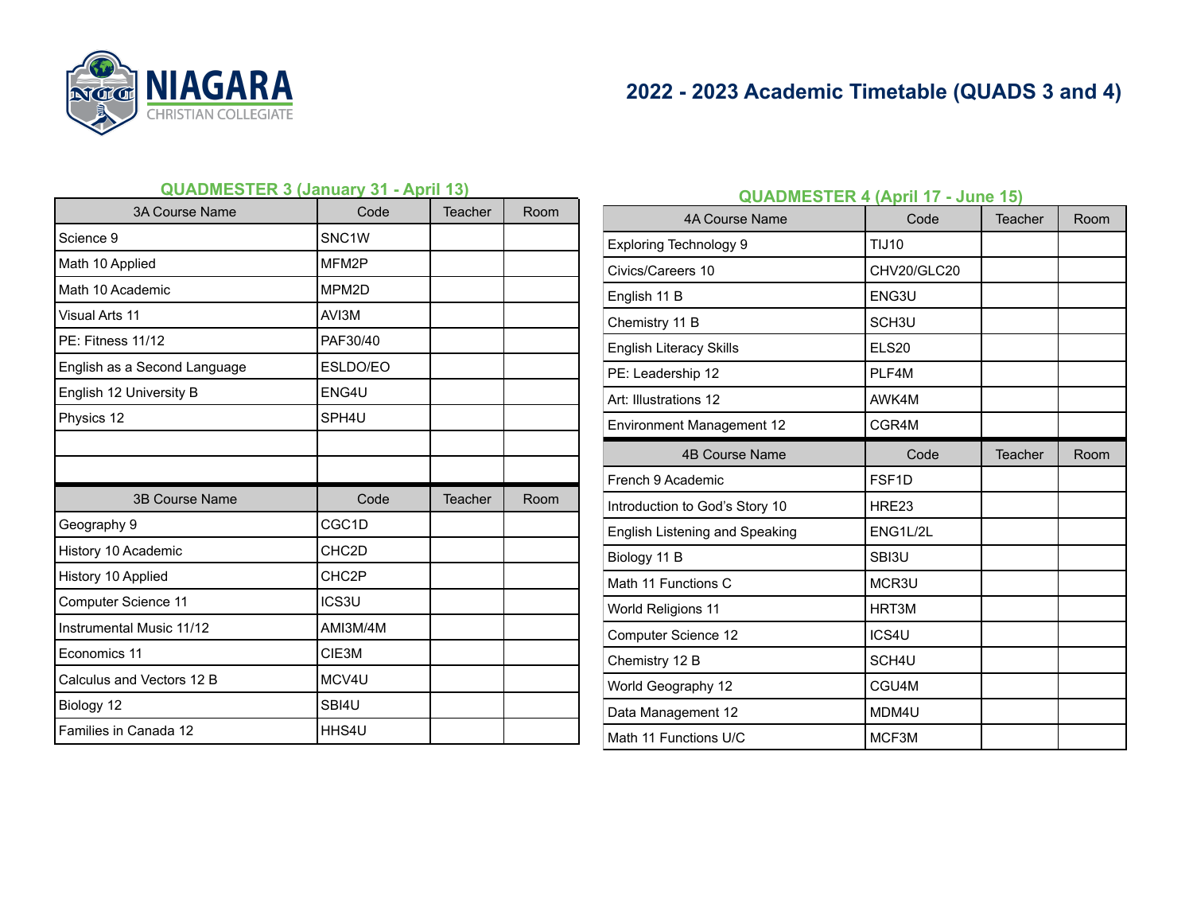NIAGARA CHRISTIAN COLLEGIATE

# 2022 - 2023 Academic Timetable (QUADS 3 and 4)

## QUADMESTER 3 (January 31 - April 13)

| 3A Course Name | Code | Teacher | Room |
|---|---|---|---|
| Science 9 | SNC1W | | |
| Math 10 Applied | MFM2P | | |
| Math 10 Academic | MPM2D | | |
| Visual Arts 11 | AVI3M | | |
| PE: Fitness 11/12 | PAF30/40 | | |
| English as a Second Language | ESLDO/EO | | |
| English 12 University B | ENG4U | | |
| Physics 12 | SPH4U | | |
| | | | |
| | | | |

| 3B Course Name | Code | Teacher | Room |
|---|---|---|---|
| Geography 9 | CGC1D | | |
| History 10 Academic | CHC2D | | |
| History 10 Applied | CHC2P | | |
| Computer Science 11 | ICS3U | | |
| Instrumental Music 11/12 | AMI3M/4M | | |
| Economics 11 | CIE3M | | |
| Calculus and Vectors 12 B | MCV4U | | |
| Biology 12 | SBI4U | | |
| Families in Canada 12 | HHS4U | | |

## QUADMESTER 4 (April 17 - June 15)

| 4A Course Name | Code | Teacher | Room |
|---|---|---|---|
| Exploring Technology 9 | TIJ10 | | |
| Civics/Careers 10 | CHV20/GLC20 | | |
| English 11 B | ENG3U | | |
| Chemistry 11 B | SCH3U | | |
| English Literacy Skills | ELS20 | | |
| PE: Leadership 12 | PLF4M | | |
| Art: Illustrations 12 | AWK4M | | |
| Environment Management 12 | CGR4M | | |

| 4B Course Name | Code | Teacher | Room |
|---|---|---|---|
| French 9 Academic | FSF1D | | |
| Introduction to God's Story 10 | HRE23 | | |
| English Listening and Speaking | ENG1L/2L | | |
| Biology 11 B | SBI3U | | |
| Math 11 Functions C | MCR3U | | |
| World Religions 11 | HRT3M | | |
| Computer Science 12 | ICS4U | | |
| Chemistry 12 B | SCH4U | | |
| World Geography 12 | CGU4M | | |
| Data Management 12 | MDM4U | | |
| Math 11 Functions U/C | MCF3M | | |